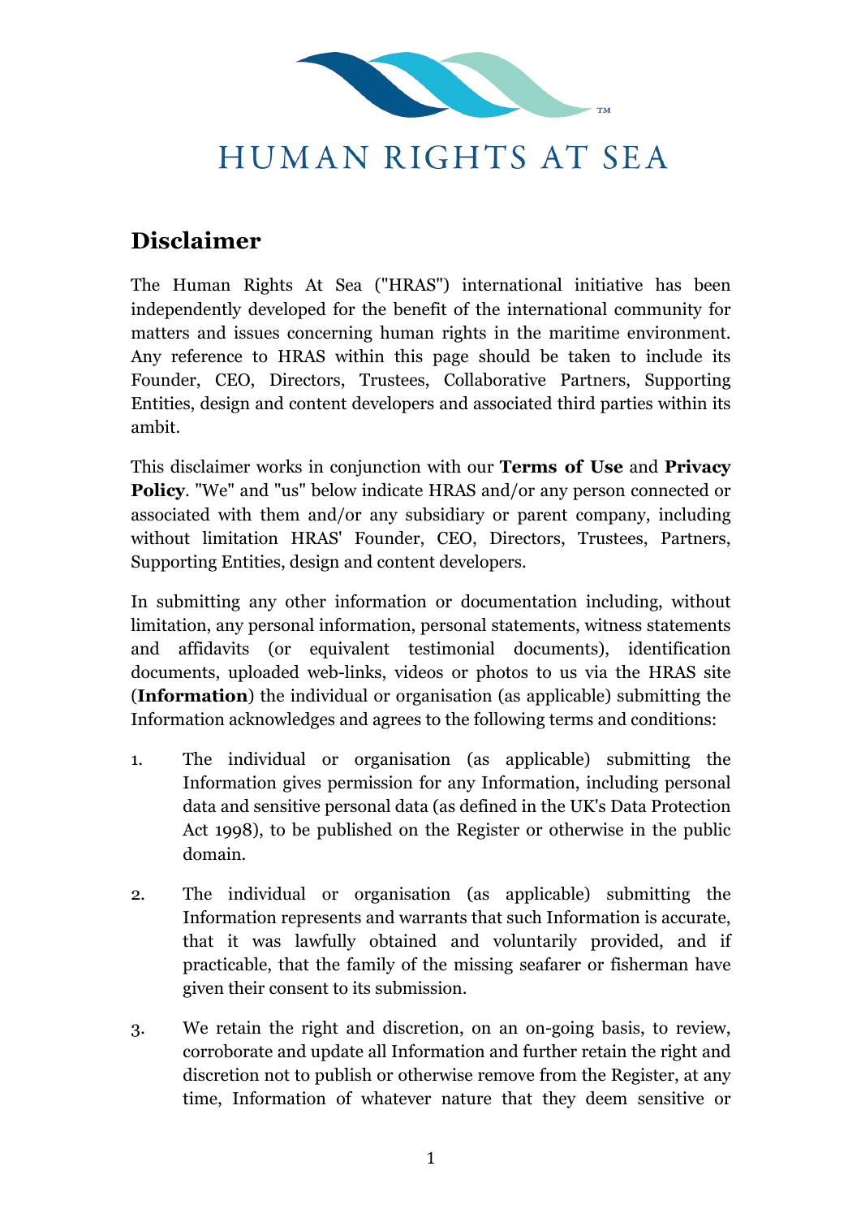HUMAN RIGHTS AT SEA

## Disclaimer

The Human Rights At Sea ("HRAS") international initiative has been independently developed for the benefit of the international community for matters and issues concerning human rights in the maritime environment. Any reference to HRAS within this page should be taken to include its Founder, CEO, Directors, Trustees, Collaborative Partners, Supporting Entities, design and content developers and associated third parties within its ambit.

This disclaimer works in conjunction with our **Terms of Use** and **Privacy Policy**. "We" and "us" below indicate HRAS and/or any person connected or associated with them and/or any subsidiary or parent company, including without limitation HRAS' Founder, CEO, Directors, Trustees, Partners, Supporting Entities, design and content developers.

In submitting any other information or documentation including, without limitation, any personal information, personal statements, witness statements and affidavits (or equivalent testimonial documents), identification documents, uploaded web-links, videos or photos to us via the HRAS site (**Information**) the individual or organisation (as applicable) submitting the Information acknowledges and agrees to the following terms and conditions:

1. The individual or organisation (as applicable) submitting the Information gives permission for any Information, including personal data and sensitive personal data (as defined in the UK's Data Protection Act 1998), to be published on the Register or otherwise in the public domain.

2. The individual or organisation (as applicable) submitting the Information represents and warrants that such Information is accurate, that it was lawfully obtained and voluntarily provided, and if practicable, that the family of the missing seafarer or fisherman have given their consent to its submission.

3. We retain the right and discretion, on an on-going basis, to review, corroborate and update all Information and further retain the right and discretion not to publish or otherwise remove from the Register, at any time, Information of whatever nature that they deem sensitive or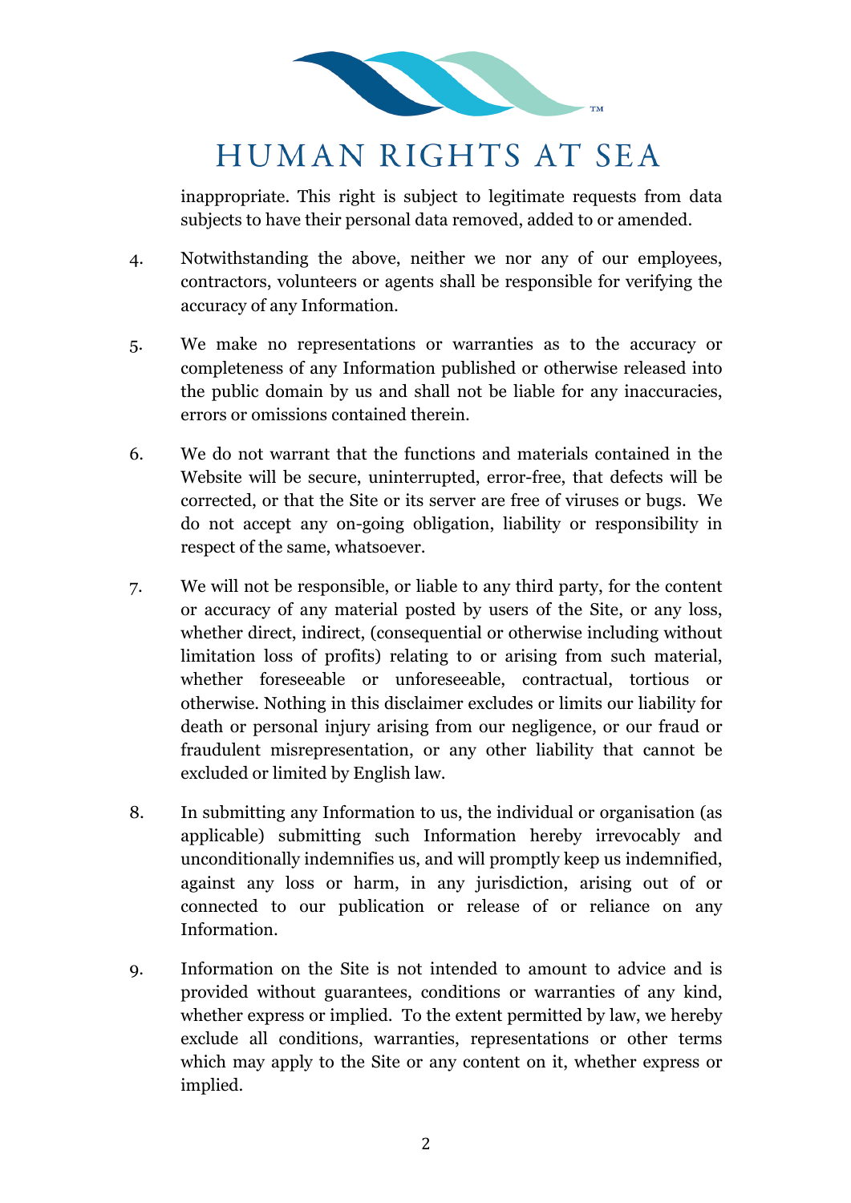inappropriate. This right is subject to legitimate requests from data subjects to have their personal data removed, added to or amended.

4. Notwithstanding the above, neither we nor any of our employees, contractors, volunteers or agents shall be responsible for verifying the accuracy of any Information.

5. We make no representations or warranties as to the accuracy or completeness of any Information published or otherwise released into the public domain by us and shall not be liable for any inaccuracies, errors or omissions contained therein.

6. We do not warrant that the functions and materials contained in the Website will be secure, uninterrupted, error-free, that defects will be corrected, or that the Site or its server are free of viruses or bugs. We do not accept any on-going obligation, liability or responsibility in respect of the same, whatsoever.

7. We will not be responsible, or liable to any third party, for the content or accuracy of any material posted by users of the Site, or any loss, whether direct, indirect, (consequential or otherwise including without limitation loss of profits) relating to or arising from such material, whether foreseeable or unforeseeable, contractual, tortious or otherwise. Nothing in this disclaimer excludes or limits our liability for death or personal injury arising from our negligence, or our fraud or fraudulent misrepresentation, or any other liability that cannot be excluded or limited by English law.

8. In submitting any Information to us, the individual or organisation (as applicable) submitting such Information hereby irrevocably and unconditionally indemnifies us, and will promptly keep us indemnified, against any loss or harm, in any jurisdiction, arising out of or connected to our publication or release of or reliance on any Information.

9. Information on the Site is not intended to amount to advice and is provided without guarantees, conditions or warranties of any kind, whether express or implied. To the extent permitted by law, we hereby exclude all conditions, warranties, representations or other terms which may apply to the Site or any content on it, whether express or implied.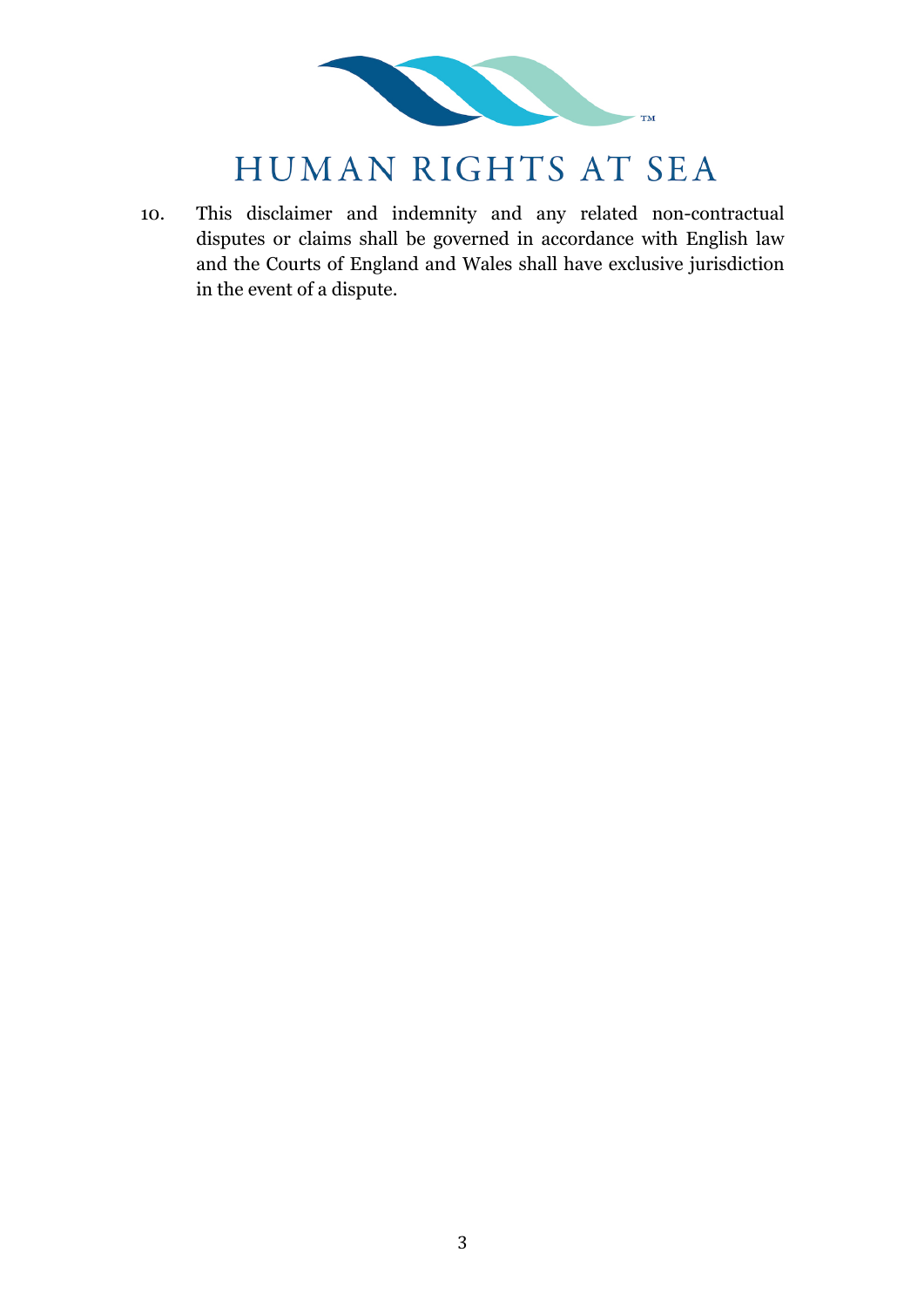10. This disclaimer and indemnity and any related non-contractual disputes or claims shall be governed in accordance with English law and the Courts of England and Wales shall have exclusive jurisdiction in the event of a dispute.